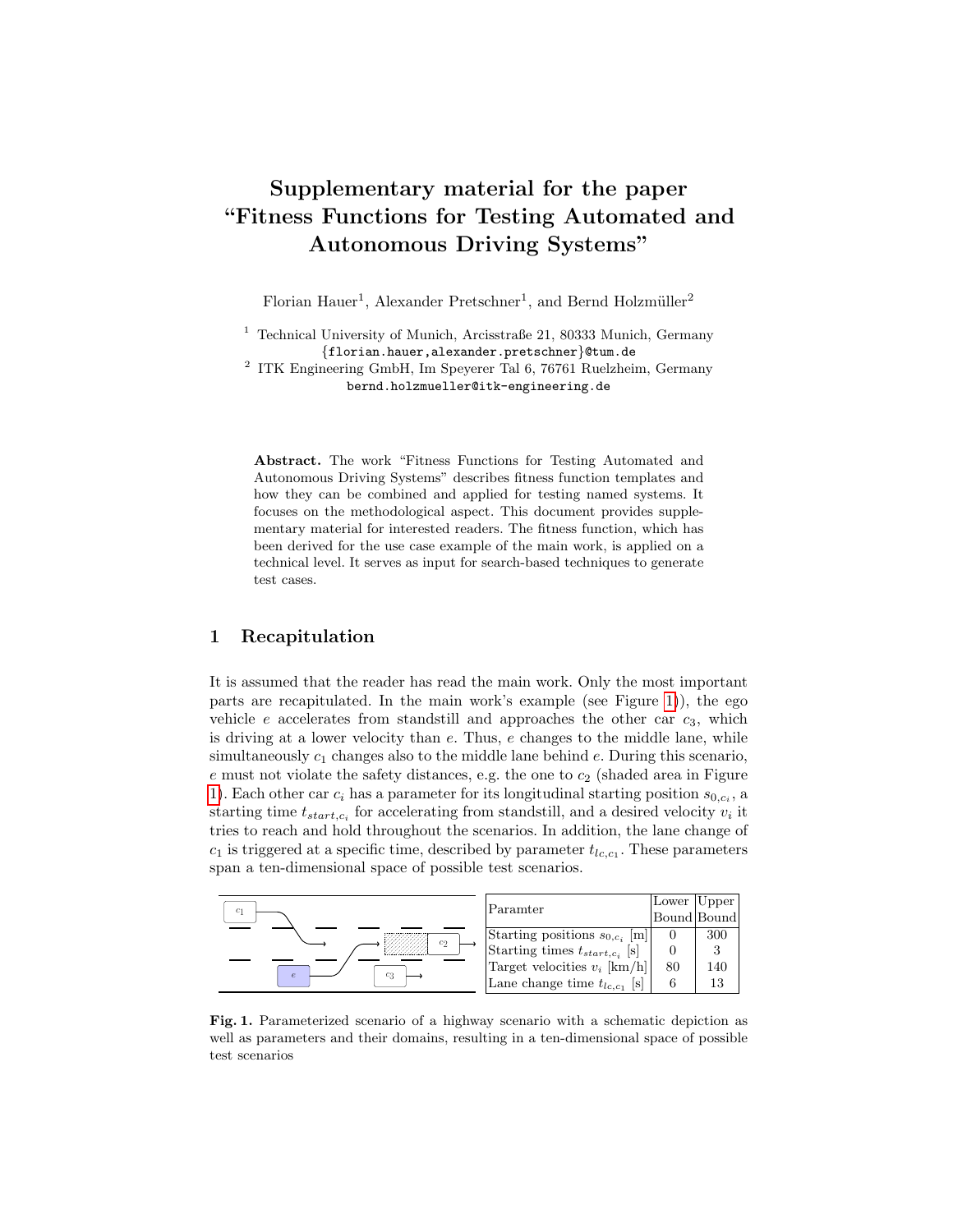# Supplementary material for the paper "Fitness Functions for Testing Automated and Autonomous Driving Systems"

Florian Hauer[1], Alexander Pretschner[1], and Bernd Holzmüller[2]

[1] Technical University of Munich, Arcisstraße 21, 80333 Munich, Germany
{florian.hauer,alexander.pretschner}@tum.de

[2] ITK Engineering GmbH, Im Speyerer Tal 6, 76761 Ruelzheim, Germany
bernd.holzmueller@itk-engineering.de

**Abstract.** The work "Fitness Functions for Testing Automated and Autonomous Driving Systems" describes fitness function templates and how they can be combined and applied for testing named systems. It focuses on the methodological aspect. This document provides supplementary material for interested readers. The fitness function, which has been derived for the use case example of the main work, is applied on a technical level. It serves as input for search-based techniques to generate test cases.

## 1 Recapitulation

It is assumed that the reader has read the main work. Only the most important parts are recapitulated. In the main work's example (see Figure 1)), the ego vehicle $e$ accelerates from standstill and approaches the other car $c_3$, which is driving at a lower velocity than $e$. Thus, $e$ changes to the middle lane, while simultaneously $c_1$ changes also to the middle lane behind $e$. During this scenario, $e$ must not violate the safety distances, e.g. the one to $c_2$ (shaded area in Figure 1). Each other car $c_i$ has a parameter for its longitudinal starting position $s_{0,c_i}$, a starting time $t_{start,c_i}$ for accelerating from standstill, and a desired velocity $v_i$ it tries to reach and hold throughout the scenarios. In addition, the lane change of $c_1$ is triggered at a specific time, described by parameter $t_{lc,c_1}$. These parameters span a ten-dimensional space of possible test scenarios.

| Paramter | Lower Bound | Upper Bound |
| --- | --- | --- |
| Starting positions $s_{0,c_i}$ [m] | 0 | 300 |
| Starting times $t_{start,c_i}$ [s] | 0 | 3 |
| Target velocities $v_i$ [km/h] | 80 | 140 |
| Lane change time $t_{lc,c_1}$ [s] | 6 | 13 |

**Fig. 1.** Parameterized scenario of a highway scenario with a schematic depiction as well as parameters and their domains, resulting in a ten-dimensional space of possible test scenarios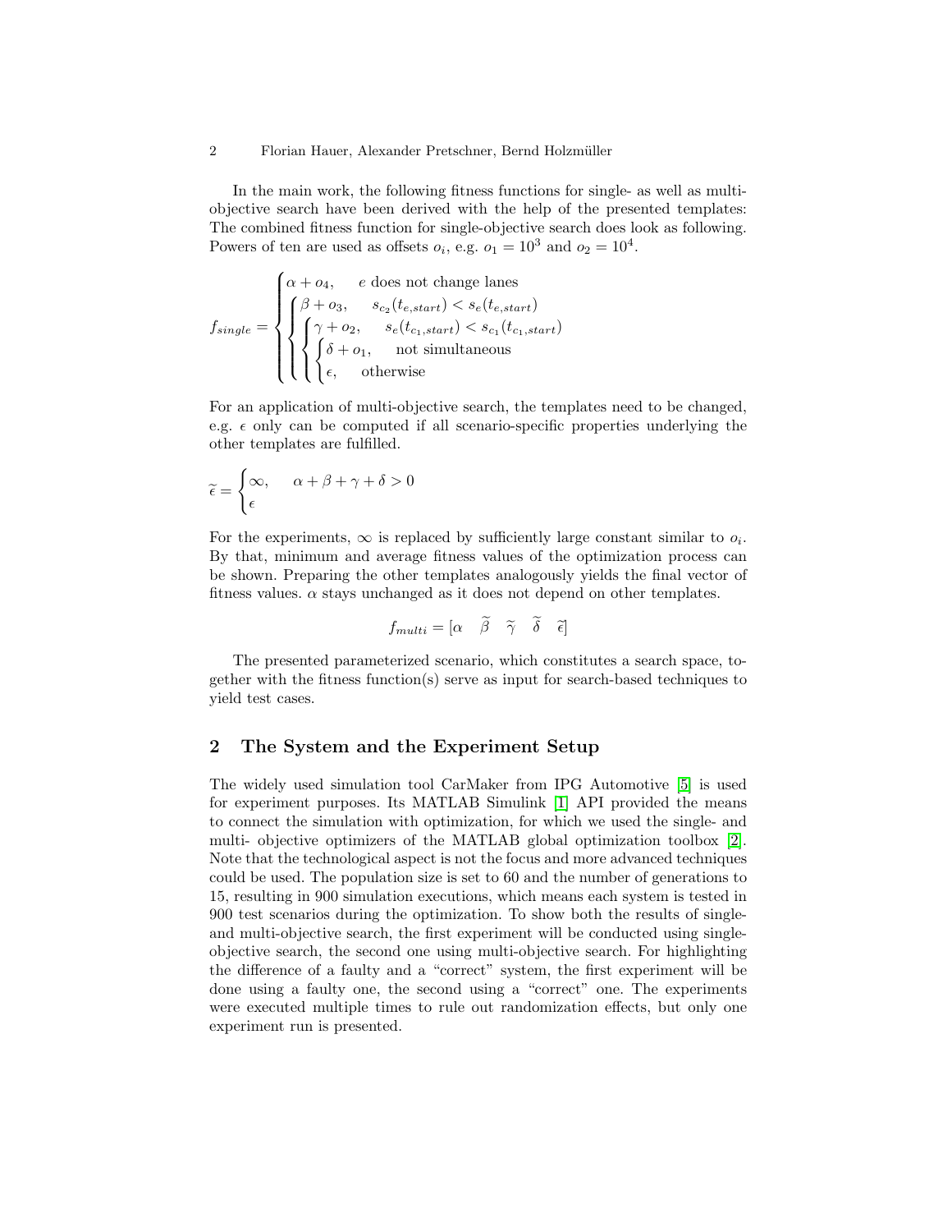In the main work, the following fitness functions for single- as well as multi-objective search have been derived with the help of the presented templates: The combined fitness function for single-objective search does look as following. Powers of ten are used as offsets $o_i$, e.g. $o_1 = 10^3$ and $o_2 = 10^4$.

$$
f_{single} = \begin{cases} \alpha + o_4, & e \text{ does not change lanes} \\ \begin{cases} \beta + o_3, & s_{c_2}(t_{e,start}) < s_e(t_{e,start}) \\ \begin{cases} \gamma + o_2, & s_e(t_{c_1,start}) < s_{c_1}(t_{c_1,start}) \\ \begin{cases} \delta + o_1, & \text{not simultaneous} \\ \epsilon, & \text{otherwise} \end{cases} \end{cases} \end{cases} \end{cases}
$$

For an application of multi-objective search, the templates need to be changed, e.g. $\epsilon$ only can be computed if all scenario-specific properties underlying the other templates are fulfilled.

$$
\widetilde{\epsilon} = \begin{cases} \infty, & \alpha + \beta + \gamma + \delta > 0 \\ \epsilon \end{cases}
$$

For the experiments, $\infty$ is replaced by sufficiently large constant similar to $o_i$. By that, minimum and average fitness values of the optimization process can be shown. Preparing the other templates analogously yields the final vector of fitness values. $\alpha$ stays unchanged as it does not depend on other templates.

$$
f_{multi} = [\alpha \quad \widetilde{\beta} \quad \widetilde{\gamma} \quad \widetilde{\delta} \quad \widetilde{\epsilon}]
$$

The presented parameterized scenario, which constitutes a search space, together with the fitness function(s) serve as input for search-based techniques to yield test cases.

## 2 The System and the Experiment Setup

The widely used simulation tool CarMaker from IPG Automotive [5] is used for experiment purposes. Its MATLAB Simulink [1] API provided the means to connect the simulation with optimization, for which we used the single- and multi- objective optimizers of the MATLAB global optimization toolbox [2]. Note that the technological aspect is not the focus and more advanced techniques could be used. The population size is set to 60 and the number of generations to 15, resulting in 900 simulation executions, which means each system is tested in 900 test scenarios during the optimization. To show both the results of single- and multi-objective search, the first experiment will be conducted using single-objective search, the second one using multi-objective search. For highlighting the difference of a faulty and a "correct" system, the first experiment will be done using a faulty one, the second using a "correct" one. The experiments were executed multiple times to rule out randomization effects, but only one experiment run is presented.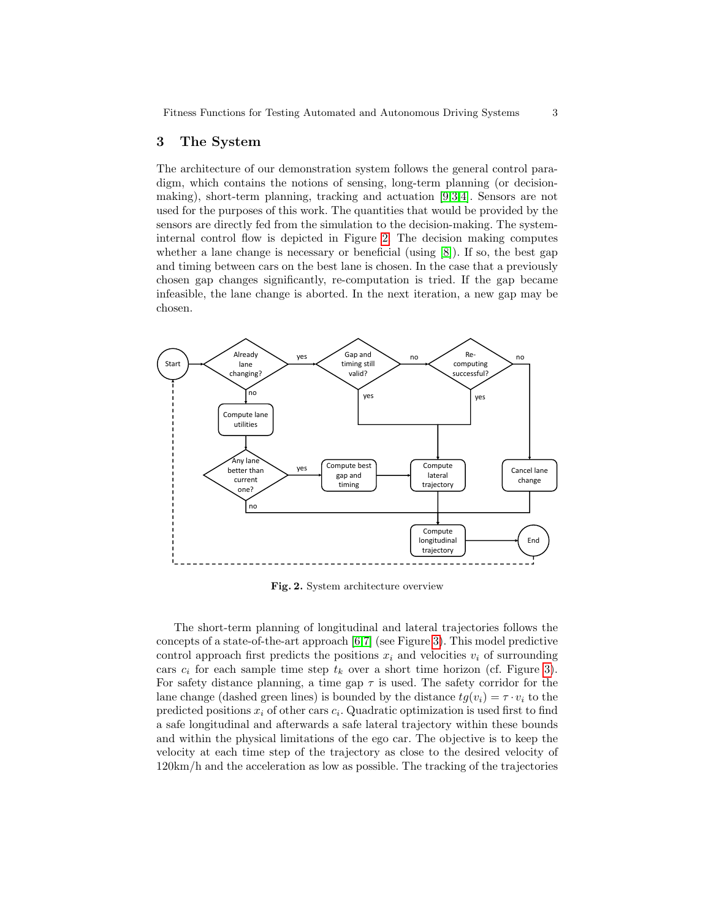## 3 The System

The architecture of our demonstration system follows the general control paradigm, which contains the notions of sensing, long-term planning (or decision-making), short-term planning, tracking and actuation [9,3,4]. Sensors are not used for the purposes of this work. The quantities that would be provided by the sensors are directly fed from the simulation to the decision-making. The system-internal control flow is depicted in Figure 2. The decision making computes whether a lane change is necessary or beneficial (using [8]). If so, the best gap and timing between cars on the best lane is chosen. In the case that a previously chosen gap changes significantly, re-computation is tried. If the gap became infeasible, the lane change is aborted. In the next iteration, a new gap may be chosen.

**Fig. 2.** System architecture overview

The short-term planning of longitudinal and lateral trajectories follows the concepts of a state-of-the-art approach [6,7] (see Figure 3). This model predictive control approach first predicts the positions $x_i$ and velocities $v_i$ of surrounding cars $c_i$ for each sample time step $t_k$ over a short time horizon (cf. Figure 3). For safety distance planning, a time gap $\tau$ is used. The safety corridor for the lane change (dashed green lines) is bounded by the distance $tg(v_i) = \tau \cdot v_i$ to the predicted positions $x_i$ of other cars $c_i$. Quadratic optimization is used first to find a safe longitudinal and afterwards a safe lateral trajectory within these bounds and within the physical limitations of the ego car. The objective is to keep the velocity at each time step of the trajectory as close to the desired velocity of 120km/h and the acceleration as low as possible. The tracking of the trajectories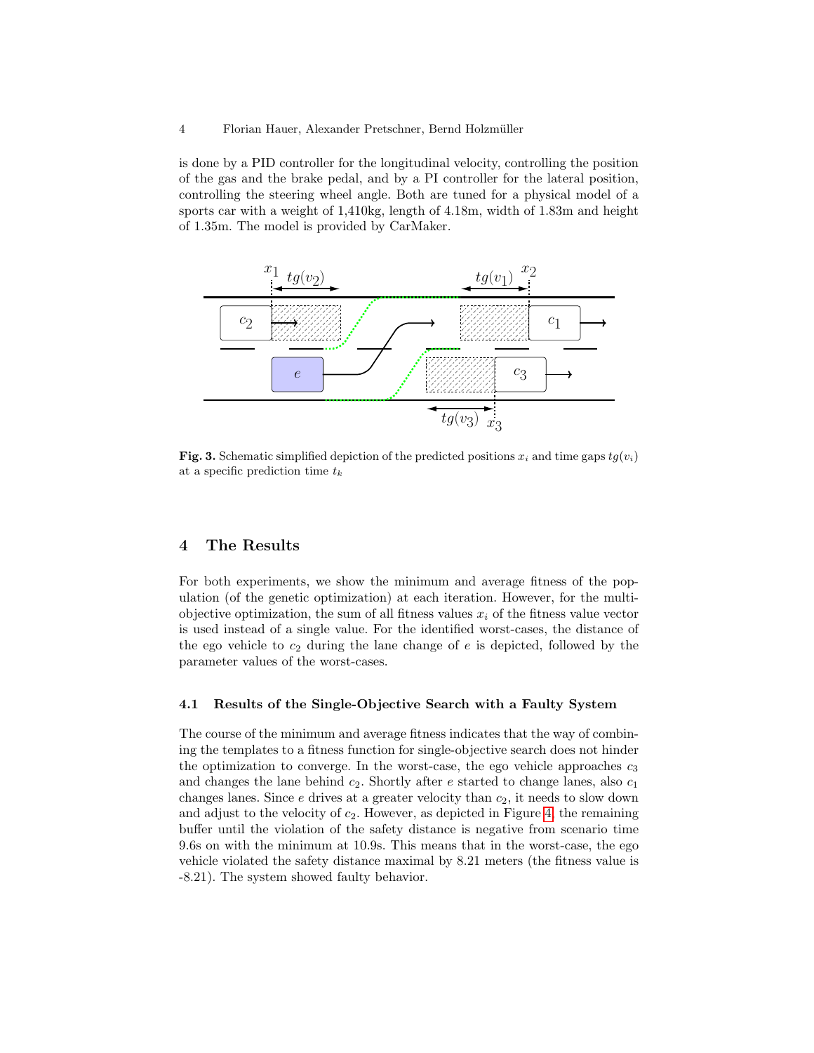is done by a PID controller for the longitudinal velocity, controlling the position of the gas and the brake pedal, and by a PI controller for the lateral position, controlling the steering wheel angle. Both are tuned for a physical model of a sports car with a weight of 1,410kg, length of 4.18m, width of 1.83m and height of 1.35m. The model is provided by CarMaker.

**Fig. 3.** Schematic simplified depiction of the predicted positions $x_i$ and time gaps $tg(v_i)$ at a specific prediction time $t_k$

## 4 The Results

For both experiments, we show the minimum and average fitness of the population (of the genetic optimization) at each iteration. However, for the multi-objective optimization, the sum of all fitness values $x_i$ of the fitness value vector is used instead of a single value. For the identified worst-cases, the distance of the ego vehicle to $c_2$ during the lane change of $e$ is depicted, followed by the parameter values of the worst-cases.

### 4.1 Results of the Single-Objective Search with a Faulty System

The course of the minimum and average fitness indicates that the way of combining the templates to a fitness function for single-objective search does not hinder the optimization to converge. In the worst-case, the ego vehicle approaches $c_3$ and changes the lane behind $c_2$. Shortly after $e$ started to change lanes, also $c_1$ changes lanes. Since $e$ drives at a greater velocity than $c_2$, it needs to slow down and adjust to the velocity of $c_2$. However, as depicted in Figure 4, the remaining buffer until the violation of the safety distance is negative from scenario time 9.6s on with the minimum at 10.9s. This means that in the worst-case, the ego vehicle violated the safety distance maximal by 8.21 meters (the fitness value is -8.21). The system showed faulty behavior.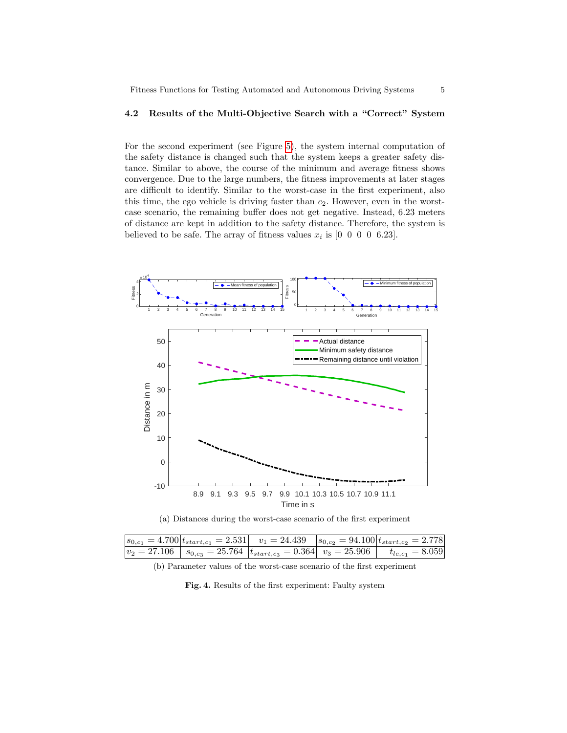### 4.2 Results of the Multi-Objective Search with a "Correct" System

For the second experiment (see Figure 5), the system internal computation of the safety distance is changed such that the system keeps a greater safety distance. Similar to above, the course of the minimum and average fitness shows convergence. Due to the large numbers, the fitness improvements at later stages are difficult to identify. Similar to the worst-case in the first experiment, also this time, the ego vehicle is driving faster than $c_2$. However, even in the worst-case scenario, the remaining buffer does not get negative. Instead, 6.23 meters of distance are kept in addition to the safety distance. Therefore, the system is believed to be safe. The array of fitness values $x_i$ is $[0\ 0\ 0\ 0\ 6.23]$.

(a) Distances during the worst-case scenario of the first experiment

| $s_{0,c_1} = 4.700$ | $t_{start,c_1} = 2.531$ | $v_1 = 24.439$ | $s_{0,c_2} = 94.100$ | $t_{start,c_2} = 2.778$ |
|---|---|---|---|---|
| $v_2 = 27.106$ | $s_{0,c_3} = 25.764$ | $t_{start,c_3} = 0.364$ | $v_3 = 25.906$ | $t_{lc,c_1} = 8.059$ |

(b) Parameter values of the worst-case scenario of the first experiment

**Fig. 4.** Results of the first experiment: Faulty system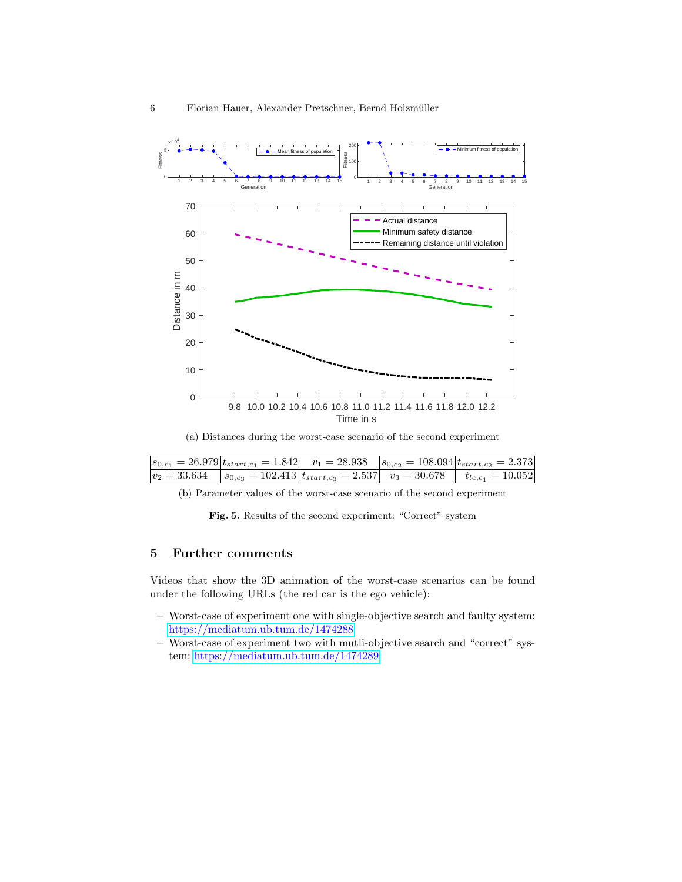(a) Distances during the worst-case scenario of the second experiment

| $s_{0,c_1} = 26.979$ | $t_{start,c_1} = 1.842$ | $v_1 = 28.938$ | $s_{0,c_2} = 108.094$ | $t_{start,c_2} = 2.373$ |
|---|---|---|---|---|
| $v_2 = 33.634$ | $s_{0,c_3} = 102.413$ | $t_{start,c_3} = 2.537$ | $v_3 = 30.678$ | $t_{lc,c_1} = 10.052$ |

(b) Parameter values of the worst-case scenario of the second experiment

**Fig. 5.** Results of the second experiment: "Correct" system

## 5 Further comments

Videos that show the 3D animation of the worst-case scenarios can be found under the following URLs (the red car is the ego vehicle):

- Worst-case of experiment one with single-objective search and faulty system: https://mediatum.ub.tum.de/1474288
- Worst-case of experiment two with mutli-objective search and "correct" system: https://mediatum.ub.tum.de/1474289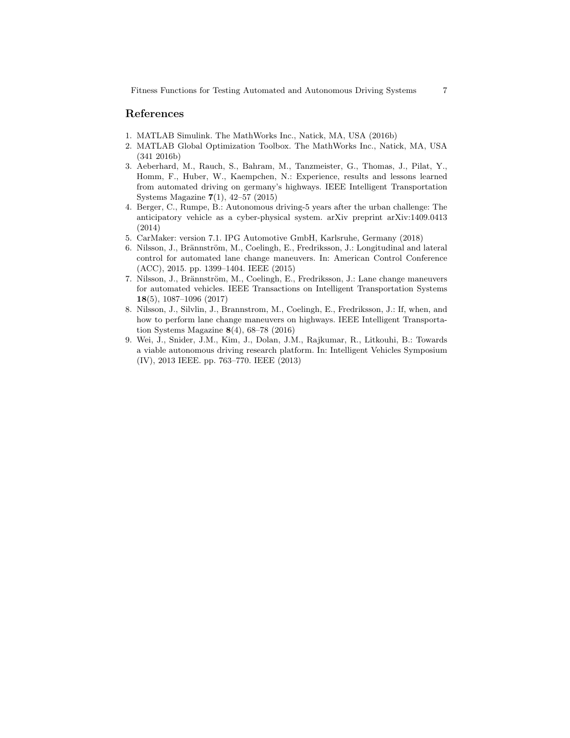## References

1. MATLAB Simulink. The MathWorks Inc., Natick, MA, USA (2016b)
2. MATLAB Global Optimization Toolbox. The MathWorks Inc., Natick, MA, USA (341 2016b)
3. Aeberhard, M., Rauch, S., Bahram, M., Tanzmeister, G., Thomas, J., Pilat, Y., Homm, F., Huber, W., Kaempchen, N.: Experience, results and lessons learned from automated driving on germany's highways. IEEE Intelligent Transportation Systems Magazine **7**(1), 42–57 (2015)
4. Berger, C., Rumpe, B.: Autonomous driving-5 years after the urban challenge: The anticipatory vehicle as a cyber-physical system. arXiv preprint arXiv:1409.0413 (2014)
5. CarMaker: version 7.1. IPG Automotive GmbH, Karlsruhe, Germany (2018)
6. Nilsson, J., Brännström, M., Coelingh, E., Fredriksson, J.: Longitudinal and lateral control for automated lane change maneuvers. In: American Control Conference (ACC), 2015. pp. 1399–1404. IEEE (2015)
7. Nilsson, J., Brännström, M., Coelingh, E., Fredriksson, J.: Lane change maneuvers for automated vehicles. IEEE Transactions on Intelligent Transportation Systems **18**(5), 1087–1096 (2017)
8. Nilsson, J., Silvlin, J., Brannstrom, M., Coelingh, E., Fredriksson, J.: If, when, and how to perform lane change maneuvers on highways. IEEE Intelligent Transportation Systems Magazine **8**(4), 68–78 (2016)
9. Wei, J., Snider, J.M., Kim, J., Dolan, J.M., Rajkumar, R., Litkouhi, B.: Towards a viable autonomous driving research platform. In: Intelligent Vehicles Symposium (IV), 2013 IEEE. pp. 763–770. IEEE (2013)